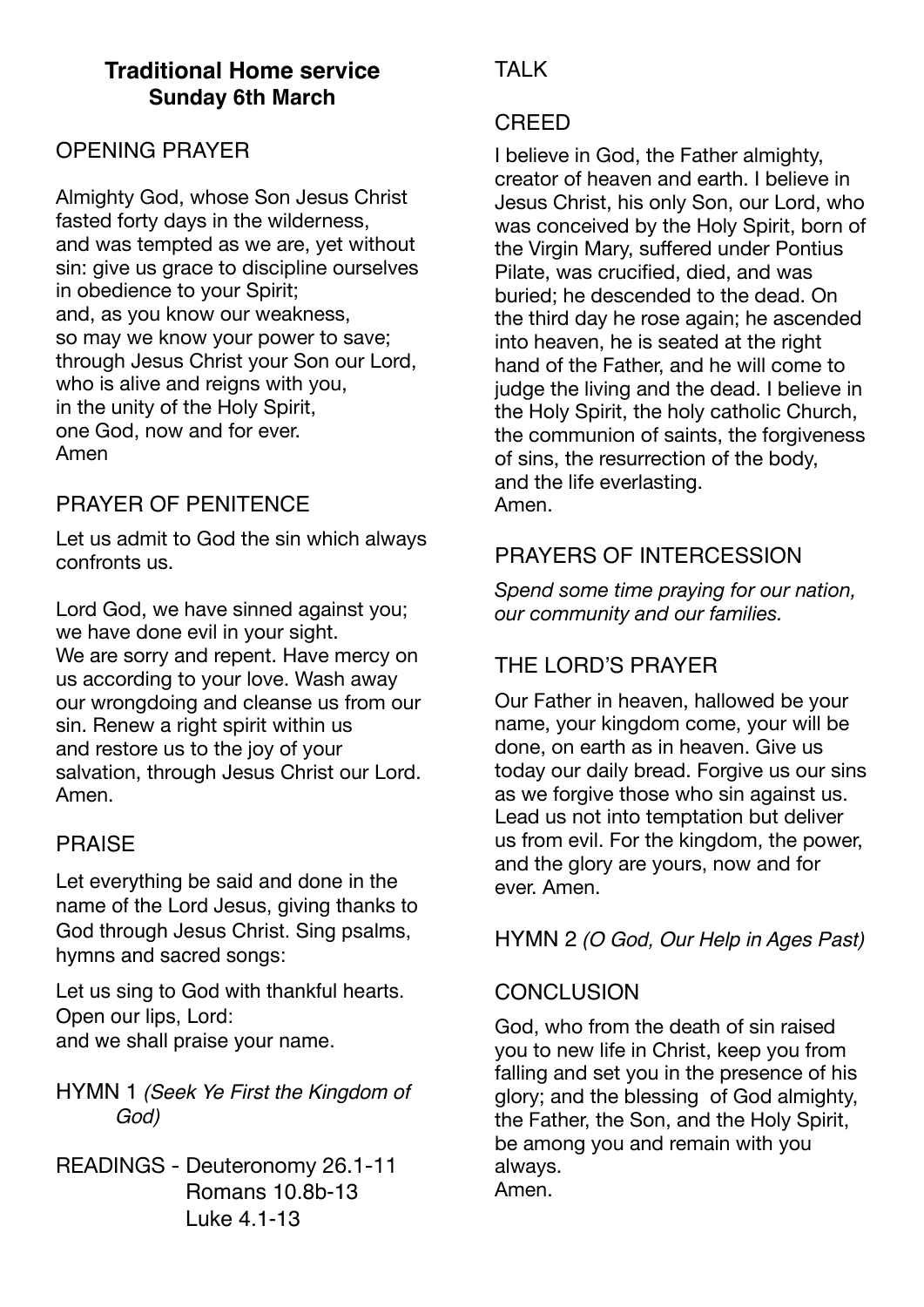# Traditional Home service
## Sunday 6th March

## OPENING PRAYER

Almighty God, whose Son Jesus Christ fasted forty days in the wilderness, and was tempted as we are, yet without sin: give us grace to discipline ourselves in obedience to your Spirit; and, as you know our weakness, so may we know your power to save; through Jesus Christ your Son our Lord, who is alive and reigns with you, in the unity of the Holy Spirit, one God, now and for ever.
Amen

## PRAYER OF PENITENCE

Let us admit to God the sin which always confronts us.

Lord God, we have sinned against you; we have done evil in your sight. We are sorry and repent. Have mercy on us according to your love. Wash away our wrongdoing and cleanse us from our sin. Renew a right spirit within us and restore us to the joy of your salvation, through Jesus Christ our Lord. Amen.

## PRAISE

Let everything be said and done in the name of the Lord Jesus, giving thanks to God through Jesus Christ. Sing psalms, hymns and sacred songs:

Let us sing to God with thankful hearts.
Open our lips, Lord:
and we shall praise your name.

HYMN 1 *(Seek Ye First the Kingdom of God)*

READINGS - Deuteronomy 26.1-11
Romans 10.8b-13
Luke 4.1-13

## TALK

## CREED

I believe in God, the Father almighty, creator of heaven and earth. I believe in Jesus Christ, his only Son, our Lord, who was conceived by the Holy Spirit, born of the Virgin Mary, suffered under Pontius Pilate, was crucified, died, and was buried; he descended to the dead. On the third day he rose again; he ascended into heaven, he is seated at the right hand of the Father, and he will come to judge the living and the dead. I believe in the Holy Spirit, the holy catholic Church, the communion of saints, the forgiveness of sins, the resurrection of the body, and the life everlasting.
Amen.

## PRAYERS OF INTERCESSION

*Spend some time praying for our nation, our community and our families.*

## THE LORD'S PRAYER

Our Father in heaven, hallowed be your name, your kingdom come, your will be done, on earth as in heaven. Give us today our daily bread. Forgive us our sins as we forgive those who sin against us. Lead us not into temptation but deliver us from evil. For the kingdom, the power, and the glory are yours, now and for ever. Amen.

HYMN 2 *(O God, Our Help in Ages Past)*

## CONCLUSION

God, who from the death of sin raised you to new life in Christ, keep you from falling and set you in the presence of his glory; and the blessing of God almighty, the Father, the Son, and the Holy Spirit, be among you and remain with you always.
Amen.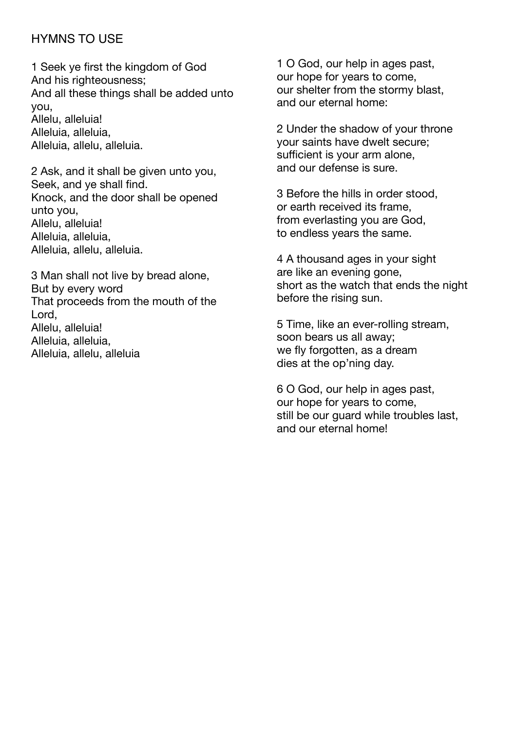## HYMNS TO USE

1 Seek ye first the kingdom of God
And his righteousness;
And all these things shall be added unto you,
Allelu, alleluia!
Alleluia, alleluia,
Alleluia, allelu, alleluia.

2 Ask, and it shall be given unto you,
Seek, and ye shall find.
Knock, and the door shall be opened unto you,
Allelu, alleluia!
Alleluia, alleluia,
Alleluia, allelu, alleluia.

3 Man shall not live by bread alone,
But by every word
That proceeds from the mouth of the Lord,
Allelu, alleluia!
Alleluia, alleluia,
Alleluia, allelu, alleluia

1 O God, our help in ages past,
our hope for years to come,
our shelter from the stormy blast,
and our eternal home:

2 Under the shadow of your throne
your saints have dwelt secure;
sufficient is your arm alone,
and our defense is sure.

3 Before the hills in order stood,
or earth received its frame,
from everlasting you are God,
to endless years the same.

4 A thousand ages in your sight
are like an evening gone,
short as the watch that ends the night
before the rising sun.

5 Time, like an ever-rolling stream,
soon bears us all away;
we fly forgotten, as a dream
dies at the op'ning day.

6 O God, our help in ages past,
our hope for years to come,
still be our guard while troubles last,
and our eternal home!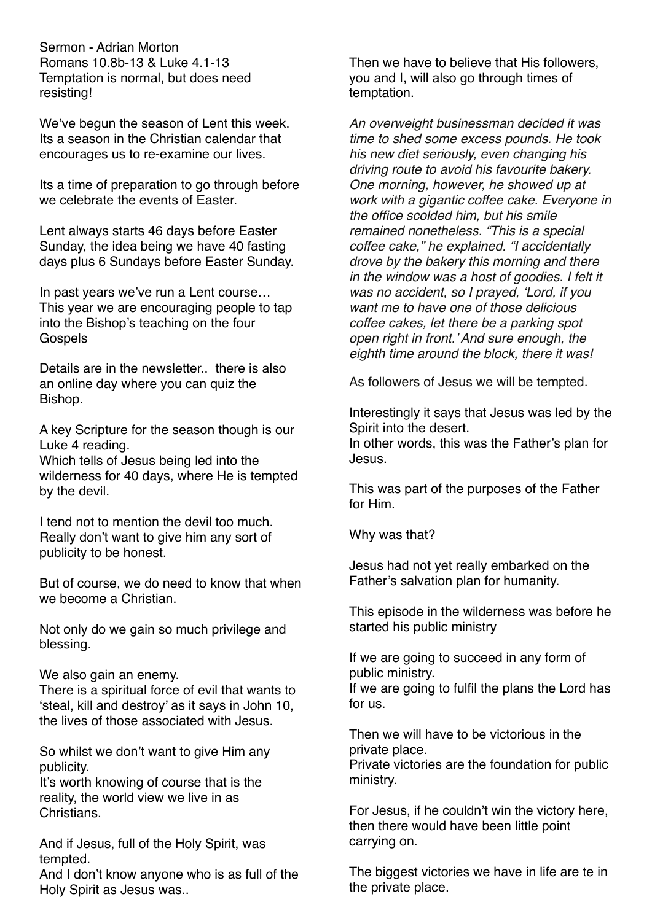Sermon - Adrian Morton
Romans 10.8b-13 & Luke 4.1-13
Temptation is normal, but does need resisting!

We've begun the season of Lent this week. Its a season in the Christian calendar that encourages us to re-examine our lives.

Its a time of preparation to go through before we celebrate the events of Easter.

Lent always starts 46 days before Easter Sunday, the idea being we have 40 fasting days plus 6 Sundays before Easter Sunday.

In past years we've run a Lent course… This year we are encouraging people to tap into the Bishop's teaching on the four Gospels

Details are in the newsletter.. there is also an online day where you can quiz the Bishop.

A key Scripture for the season though is our Luke 4 reading.
Which tells of Jesus being led into the wilderness for 40 days, where He is tempted by the devil.

I tend not to mention the devil too much. Really don't want to give him any sort of publicity to be honest.

But of course, we do need to know that when we become a Christian.

Not only do we gain so much privilege and blessing.

We also gain an enemy.
There is a spiritual force of evil that wants to 'steal, kill and destroy' as it says in John 10, the lives of those associated with Jesus.

So whilst we don't want to give Him any publicity.
It's worth knowing of course that is the reality, the world view we live in as Christians.

And if Jesus, full of the Holy Spirit, was tempted.
And I don't know anyone who is as full of the Holy Spirit as Jesus was..

Then we have to believe that His followers, you and I, will also go through times of temptation.

*An overweight businessman decided it was time to shed some excess pounds. He took his new diet seriously, even changing his driving route to avoid his favourite bakery. One morning, however, he showed up at work with a gigantic coffee cake. Everyone in the office scolded him, but his smile remained nonetheless. "This is a special coffee cake," he explained. "I accidentally drove by the bakery this morning and there in the window was a host of goodies. I felt it was no accident, so I prayed, 'Lord, if you want me to have one of those delicious coffee cakes, let there be a parking spot open right in front.' And sure enough, the eighth time around the block, there it was!*

As followers of Jesus we will be tempted.

Interestingly it says that Jesus was led by the Spirit into the desert.
In other words, this was the Father's plan for Jesus.

This was part of the purposes of the Father for Him.

Why was that?

Jesus had not yet really embarked on the Father's salvation plan for humanity.

This episode in the wilderness was before he started his public ministry

If we are going to succeed in any form of public ministry.
If we are going to fulfil the plans the Lord has for us.

Then we will have to be victorious in the private place.
Private victories are the foundation for public ministry.

For Jesus, if he couldn't win the victory here, then there would have been little point carrying on.

The biggest victories we have in life are te in the private place.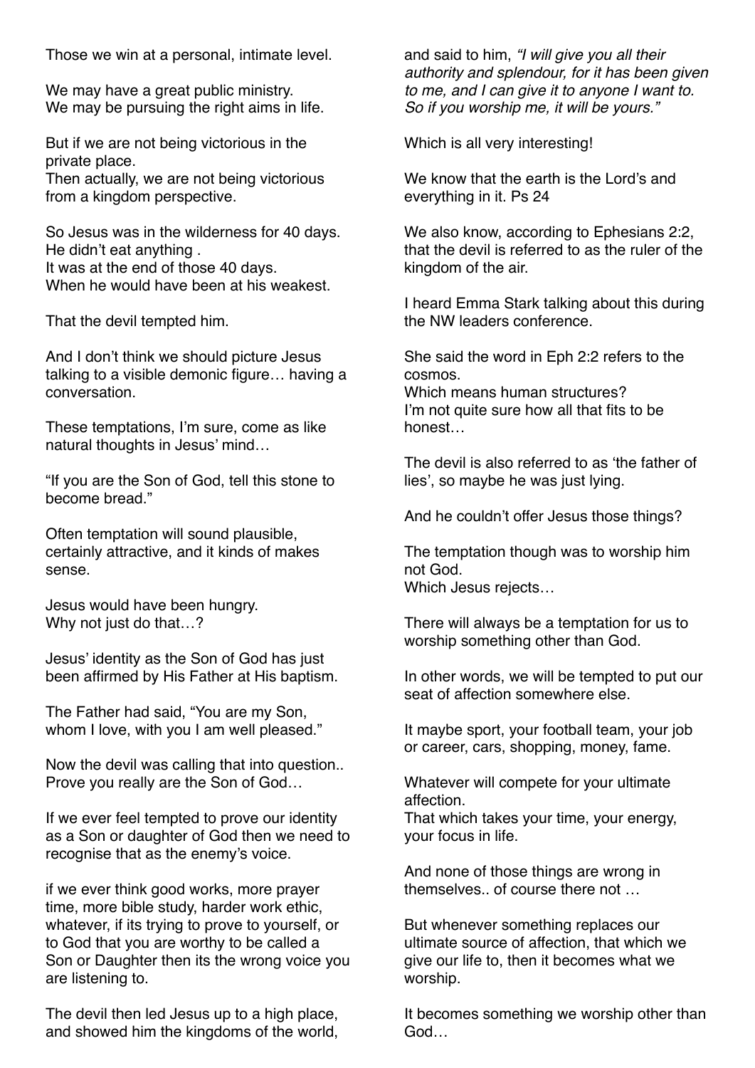Those we win at a personal, intimate level.

We may have a great public ministry.
We may be pursuing the right aims in life.

But if we are not being victorious in the private place.
Then actually, we are not being victorious from a kingdom perspective.

So Jesus was in the wilderness for 40 days.
He didn't eat anything .
It was at the end of those 40 days.
When he would have been at his weakest.

That the devil tempted him.

And I don't think we should picture Jesus talking to a visible demonic figure… having a conversation.

These temptations, I'm sure, come as like natural thoughts in Jesus' mind…

"If you are the Son of God, tell this stone to become bread."

Often temptation will sound plausible, certainly attractive, and it kinds of makes sense.

Jesus would have been hungry.
Why not just do that…?

Jesus' identity as the Son of God has just been affirmed by His Father at His baptism.

The Father had said, "You are my Son, whom I love, with you I am well pleased."

Now the devil was calling that into question..
Prove you really are the Son of God…

If we ever feel tempted to prove our identity as a Son or daughter of God then we need to recognise that as the enemy's voice.

if we ever think good works, more prayer time, more bible study, harder work ethic, whatever, if its trying to prove to yourself, or to God that you are worthy to be called a Son or Daughter then its the wrong voice you are listening to.

The devil then led Jesus up to a high place, and showed him the kingdoms of the world, and said to him, *"I will give you all their authority and splendour, for it has been given to me, and I can give it to anyone I want to. So if you worship me, it will be yours."*

Which is all very interesting!

We know that the earth is the Lord's and everything in it. Ps 24

We also know, according to Ephesians 2:2, that the devil is referred to as the ruler of the kingdom of the air.

I heard Emma Stark talking about this during the NW leaders conference.

She said the word in Eph 2:2 refers to the cosmos.
Which means human structures?
I'm not quite sure how all that fits to be honest…

The devil is also referred to as 'the father of lies', so maybe he was just lying.

And he couldn't offer Jesus those things?

The temptation though was to worship him not God.
Which Jesus rejects…

There will always be a temptation for us to worship something other than God.

In other words, we will be tempted to put our seat of affection somewhere else.

It maybe sport, your football team, your job or career, cars, shopping, money, fame.

Whatever will compete for your ultimate affection.
That which takes your time, your energy, your focus in life.

And none of those things are wrong in themselves.. of course there not …

But whenever something replaces our ultimate source of affection, that which we give our life to, then it becomes what we worship.

It becomes something we worship other than God…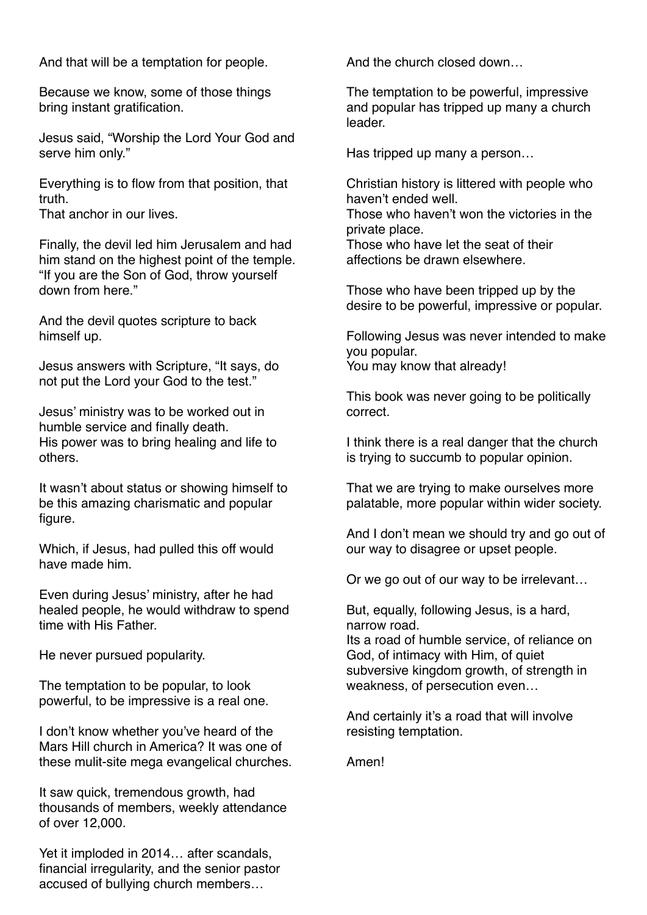And that will be a temptation for people.

Because we know, some of those things bring instant gratification.

Jesus said, "Worship the Lord Your God and serve him only."

Everything is to flow from that position, that truth.
That anchor in our lives.

Finally, the devil led him Jerusalem and had him stand on the highest point of the temple. "If you are the Son of God, throw yourself down from here."

And the devil quotes scripture to back himself up.

Jesus answers with Scripture, "It says, do not put the Lord your God to the test."

Jesus' ministry was to be worked out in humble service and finally death.
His power was to bring healing and life to others.

It wasn't about status or showing himself to be this amazing charismatic and popular figure.

Which, if Jesus, had pulled this off would have made him.

Even during Jesus' ministry, after he had healed people, he would withdraw to spend time with His Father.

He never pursued popularity.

The temptation to be popular, to look powerful, to be impressive is a real one.

I don't know whether you've heard of the Mars Hill church in America? It was one of these mulit-site mega evangelical churches.

It saw quick, tremendous growth, had thousands of members, weekly attendance of over 12,000.

Yet it imploded in 2014… after scandals, financial irregularity, and the senior pastor accused of bullying church members…

And the church closed down…

The temptation to be powerful, impressive and popular has tripped up many a church leader.

Has tripped up many a person…

Christian history is littered with people who haven't ended well.
Those who haven't won the victories in the private place.
Those who have let the seat of their affections be drawn elsewhere.

Those who have been tripped up by the desire to be powerful, impressive or popular.

Following Jesus was never intended to make you popular.
You may know that already!

This book was never going to be politically correct.

I think there is a real danger that the church is trying to succumb to popular opinion.

That we are trying to make ourselves more palatable, more popular within wider society.

And I don't mean we should try and go out of our way to disagree or upset people.

Or we go out of our way to be irrelevant…

But, equally, following Jesus, is a hard, narrow road.
Its a road of humble service, of reliance on God, of intimacy with Him, of quiet subversive kingdom growth, of strength in weakness, of persecution even…

And certainly it's a road that will involve resisting temptation.

Amen!